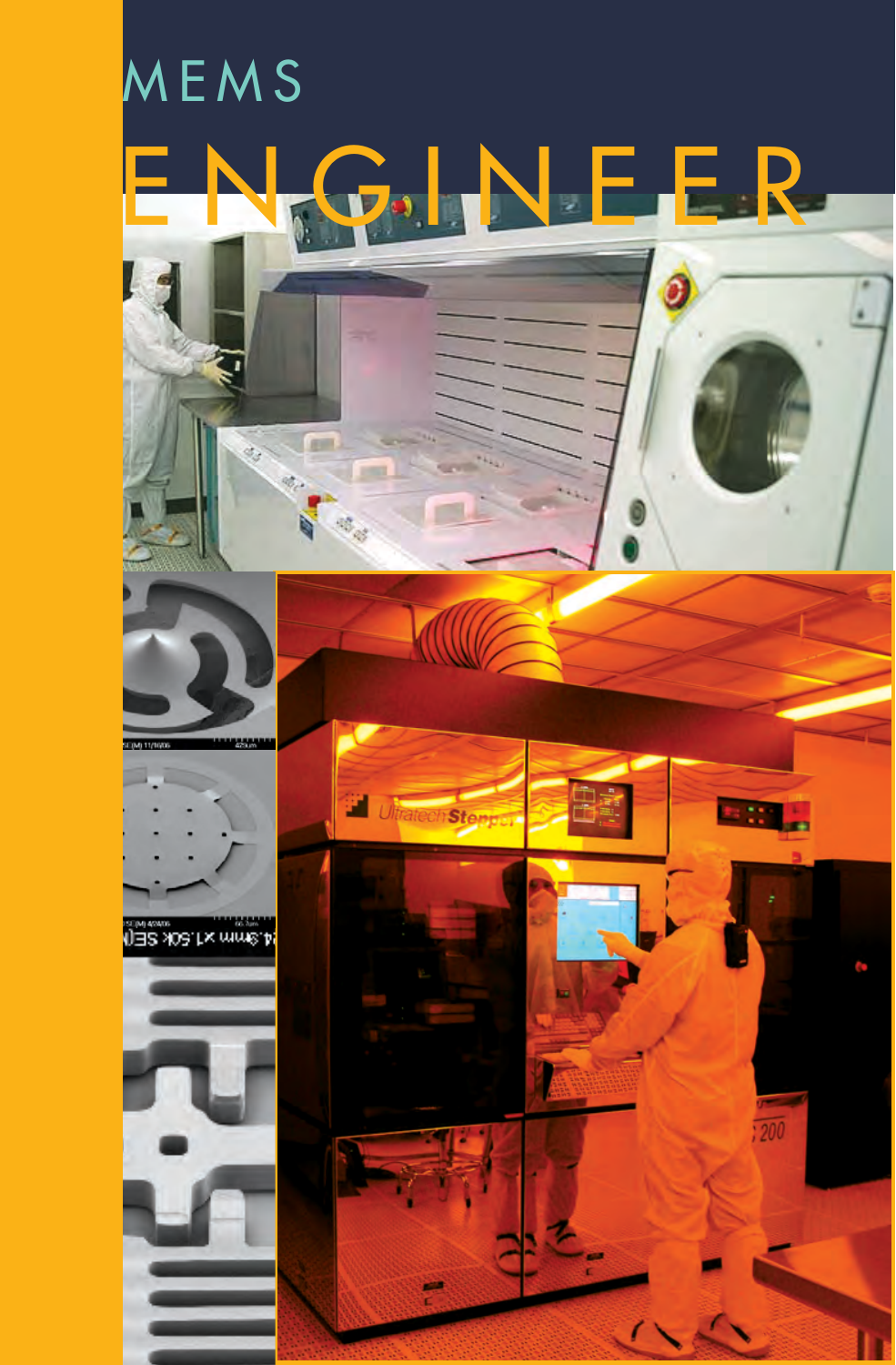# MEMS ENGINEER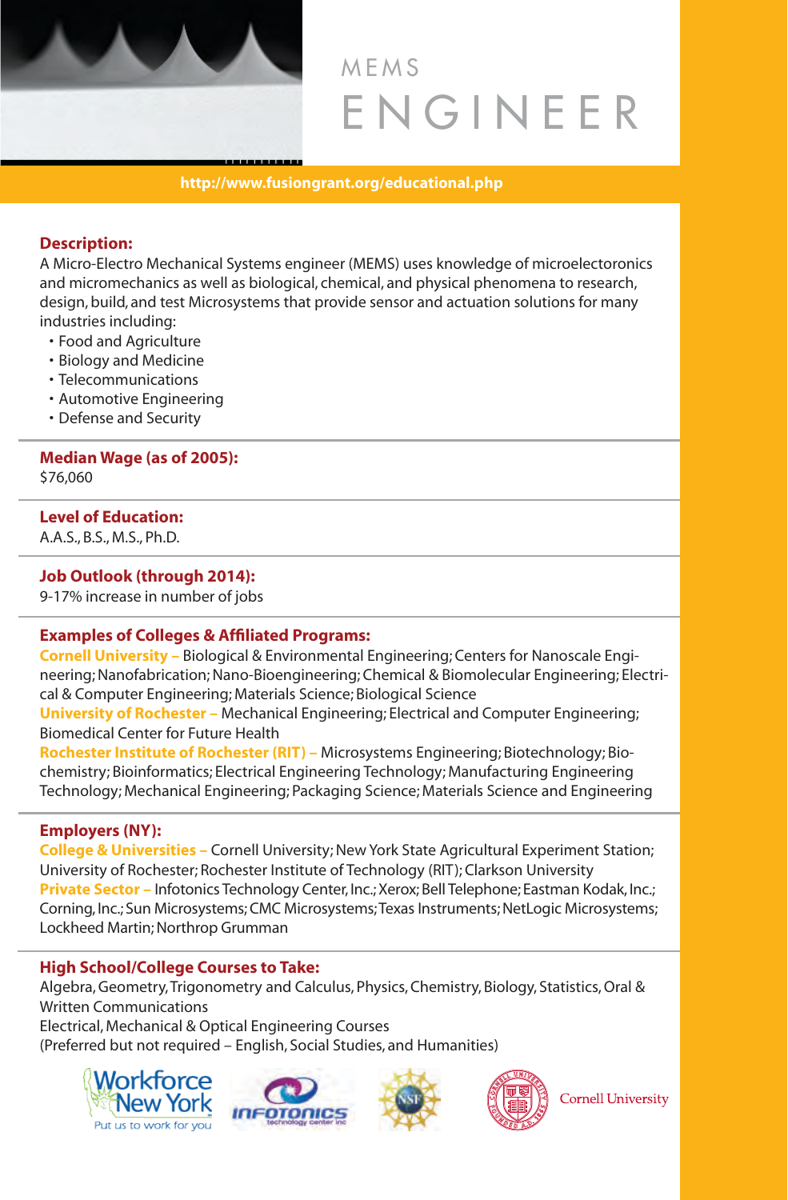# MEMS ENGINEER

http://www.fusiongrant.org/educational.php

**Description:**
A Micro-Electro Mechanical Systems engineer (MEMS) uses knowledge of microelectoronics and micromechanics as well as biological, chemical, and physical phenomena to research, design, build, and test Microsystems that provide sensor and actuation solutions for many industries including:

- Food and Agriculture
- Biology and Medicine
- Telecommunications
- Automotive Engineering
- Defense and Security

**Median Wage (as of 2005):**
$76,060

**Level of Education:**
A.A.S., B.S., M.S., Ph.D.

**Job Outlook (through 2014):**
9-17% increase in number of jobs

**Examples of Colleges & Affiliated Programs:**
**Cornell University –** Biological & Environmental Engineering; Centers for Nanoscale Engineering; Nanofabrication; Nano-Bioengineering; Chemical & Biomolecular Engineering; Electrical & Computer Engineering; Materials Science; Biological Science
**University of Rochester –** Mechanical Engineering; Electrical and Computer Engineering; Biomedical Center for Future Health
**Rochester Institute of Rochester (RIT) –** Microsystems Engineering; Biotechnology; Biochemistry; Bioinformatics; Electrical Engineering Technology; Manufacturing Engineering Technology; Mechanical Engineering; Packaging Science; Materials Science and Engineering

**Employers (NY):**
**College & Universities –** Cornell University; New York State Agricultural Experiment Station; University of Rochester; Rochester Institute of Technology (RIT); Clarkson University
**Private Sector –** Infotonics Technology Center, Inc.; Xerox; Bell Telephone; Eastman Kodak, Inc.; Corning, Inc.; Sun Microsystems; CMC Microsystems; Texas Instruments; NetLogic Microsystems; Lockheed Martin; Northrop Grumman

**High School/College Courses to Take:**
Algebra, Geometry, Trigonometry and Calculus, Physics, Chemistry, Biology, Statistics, Oral & Written Communications
Electrical, Mechanical & Optical Engineering Courses
(Preferred but not required – English, Social Studies, and Humanities)

Workforce New York – Put us to work for you | Infotonics technology center inc | NSF | Cornell University